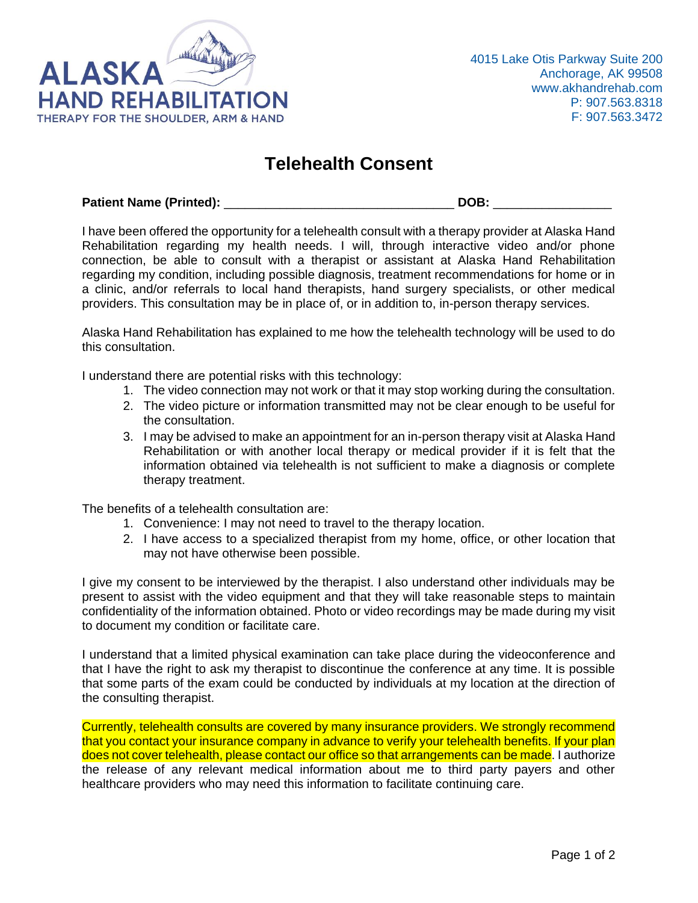**ALASKA HAND REHABILITATION**
THERAPY FOR THE SHOULDER, ARM & HAND

4015 Lake Otis Parkway Suite 200
Anchorage, AK 99508
www.akhandrehab.com
P: 907.563.8318
F: 907.563.3472

# Telehealth Consent

**Patient Name (Printed):** _________________________________ **DOB:** _________________

I have been offered the opportunity for a telehealth consult with a therapy provider at Alaska Hand Rehabilitation regarding my health needs. I will, through interactive video and/or phone connection, be able to consult with a therapist or assistant at Alaska Hand Rehabilitation regarding my condition, including possible diagnosis, treatment recommendations for home or in a clinic, and/or referrals to local hand therapists, hand surgery specialists, or other medical providers. This consultation may be in place of, or in addition to, in-person therapy services.

Alaska Hand Rehabilitation has explained to me how the telehealth technology will be used to do this consultation.

I understand there are potential risks with this technology:

1. The video connection may not work or that it may stop working during the consultation.
2. The video picture or information transmitted may not be clear enough to be useful for the consultation.
3. I may be advised to make an appointment for an in-person therapy visit at Alaska Hand Rehabilitation or with another local therapy or medical provider if it is felt that the information obtained via telehealth is not sufficient to make a diagnosis or complete therapy treatment.

The benefits of a telehealth consultation are:

1. Convenience: I may not need to travel to the therapy location.
2. I have access to a specialized therapist from my home, office, or other location that may not have otherwise been possible.

I give my consent to be interviewed by the therapist. I also understand other individuals may be present to assist with the video equipment and that they will take reasonable steps to maintain confidentiality of the information obtained. Photo or video recordings may be made during my visit to document my condition or facilitate care.

I understand that a limited physical examination can take place during the videoconference and that I have the right to ask my therapist to discontinue the conference at any time. It is possible that some parts of the exam could be conducted by individuals at my location at the direction of the consulting therapist.

Currently, telehealth consults are covered by many insurance providers. We strongly recommend that you contact your insurance company in advance to verify your telehealth benefits. If your plan does not cover telehealth, please contact our office so that arrangements can be made. I authorize the release of any relevant medical information about me to third party payers and other healthcare providers who may need this information to facilitate continuing care.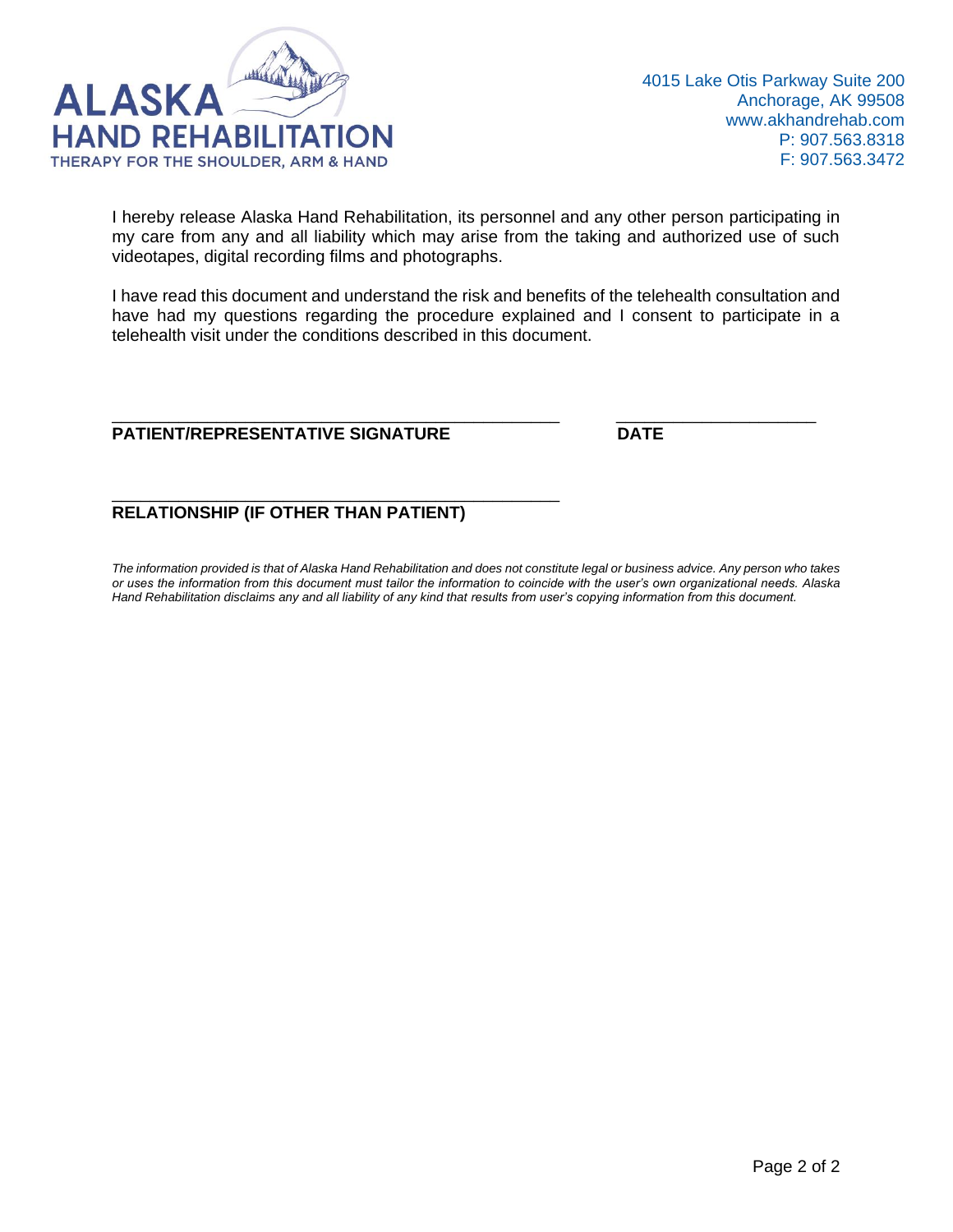**ALASKA HAND REHABILITATION**
THERAPY FOR THE SHOULDER, ARM & HAND

4015 Lake Otis Parkway Suite 200
Anchorage, AK 99508
www.akhandrehab.com
P: 907.563.8318
F: 907.563.3472

I hereby release Alaska Hand Rehabilitation, its personnel and any other person participating in my care from any and all liability which may arise from the taking and authorized use of such videotapes, digital recording films and photographs.

I have read this document and understand the risk and benefits of the telehealth consultation and have had my questions regarding the procedure explained and I consent to participate in a telehealth visit under the conditions described in this document.

\_\_\_\_\_\_\_\_\_\_\_\_\_\_\_\_\_\_\_\_\_\_\_\_\_\_\_\_\_\_\_\_\_\_\_\_\_\_\_\_\_\_\_\_\_\_\_\_ \_\_\_\_\_\_\_\_\_\_\_\_\_\_\_\_\_\_\_\_\_\_
**PATIENT/REPRESENTATIVE SIGNATURE** **DATE**

\_\_\_\_\_\_\_\_\_\_\_\_\_\_\_\_\_\_\_\_\_\_\_\_\_\_\_\_\_\_\_\_\_\_\_\_\_\_\_\_\_\_\_\_\_\_\_\_
**RELATIONSHIP (IF OTHER THAN PATIENT)**

*The information provided is that of Alaska Hand Rehabilitation and does not constitute legal or business advice. Any person who takes or uses the information from this document must tailor the information to coincide with the user's own organizational needs. Alaska Hand Rehabilitation disclaims any and all liability of any kind that results from user's copying information from this document.*